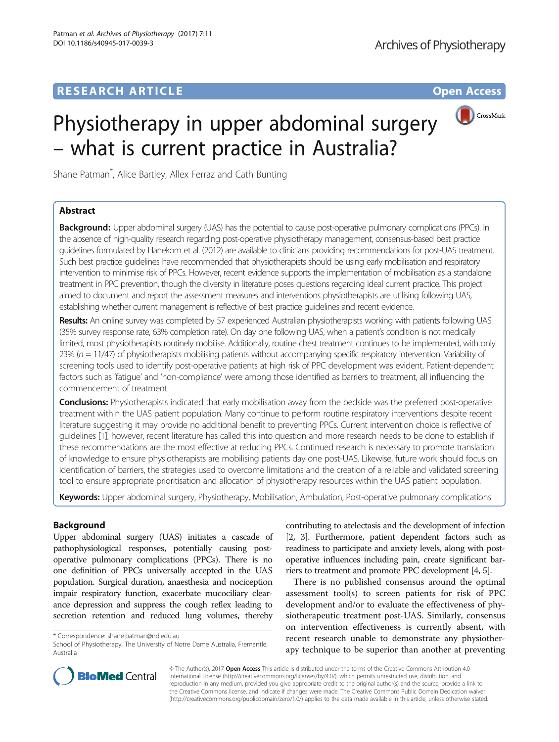RESEARCH ARTICLE

Open Access

# Physiotherapy in upper abdominal surgery – what is current practice in Australia?

Shane Patman*, Alice Bartley, Allex Ferraz and Cath Bunting

## Abstract

**Background:** Upper abdominal surgery (UAS) has the potential to cause post-operative pulmonary complications (PPCs). In the absence of high-quality research regarding post-operative physiotherapy management, consensus-based best practice guidelines formulated by Hanekom et al. (2012) are available to clinicians providing recommendations for post-UAS treatment. Such best practice guidelines have recommended that physiotherapists should be using early mobilisation and respiratory intervention to minimise risk of PPCs. However, recent evidence supports the implementation of mobilisation as a standalone treatment in PPC prevention, though the diversity in literature poses questions regarding ideal current practice. This project aimed to document and report the assessment measures and interventions physiotherapists are utilising following UAS, establishing whether current management is reflective of best practice guidelines and recent evidence.

**Results:** An online survey was completed by 57 experienced Australian physiotherapists working with patients following UAS (35% survey response rate, 63% completion rate). On day one following UAS, when a patient's condition is not medically limited, most physiotherapists routinely mobilise. Additionally, routine chest treatment continues to be implemented, with only 23% ($n$ = 11/47) of physiotherapists mobilising patients without accompanying specific respiratory intervention. Variability of screening tools used to identify post-operative patients at high risk of PPC development was evident. Patient-dependent factors such as 'fatigue' and 'non-compliance' were among those identified as barriers to treatment, all influencing the commencement of treatment.

**Conclusions:** Physiotherapists indicated that early mobilisation away from the bedside was the preferred post-operative treatment within the UAS patient population. Many continue to perform routine respiratory interventions despite recent literature suggesting it may provide no additional benefit to preventing PPCs. Current intervention choice is reflective of guidelines [1], however, recent literature has called this into question and more research needs to be done to establish if these recommendations are the most effective at reducing PPCs. Continued research is necessary to promote translation of knowledge to ensure physiotherapists are mobilising patients day one post-UAS. Likewise, future work should focus on identification of barriers, the strategies used to overcome limitations and the creation of a reliable and validated screening tool to ensure appropriate prioritisation and allocation of physiotherapy resources within the UAS patient population.

**Keywords:** Upper abdominal surgery, Physiotherapy, Mobilisation, Ambulation, Post-operative pulmonary complications

## Background

Upper abdominal surgery (UAS) initiates a cascade of pathophysiological responses, potentially causing post-operative pulmonary complications (PPCs). There is no one definition of PPCs universally accepted in the UAS population. Surgical duration, anaesthesia and nociception impair respiratory function, exacerbate mucociliary clearance depression and suppress the cough reflex leading to secretion retention and reduced lung volumes, thereby contributing to atelectasis and the development of infection [2, 3]. Furthermore, patient dependent factors such as readiness to participate and anxiety levels, along with post-operative influences including pain, create significant barriers to treatment and promote PPC development [4, 5].

There is no published consensus around the optimal assessment tool(s) to screen patients for risk of PPC development and/or to evaluate the effectiveness of physiotherapeutic treatment post-UAS. Similarly, consensus on intervention effectiveness is currently absent, with recent research unable to demonstrate any physiotherapy technique to be superior than another at preventing

* Correspondence: shane.patman@nd.edu.au
School of Physiotherapy, The University of Notre Dame Australia, Fremantle, Australia

© The Author(s). 2017 **Open Access** This article is distributed under the terms of the Creative Commons Attribution 4.0 International License (http://creativecommons.org/licenses/by/4.0/), which permits unrestricted use, distribution, and reproduction in any medium, provided you give appropriate credit to the original author(s) and the source, provide a link to the Creative Commons license, and indicate if changes were made. The Creative Commons Public Domain Dedication waiver (http://creativecommons.org/publicdomain/zero/1.0/) applies to the data made available in this article, unless otherwise stated.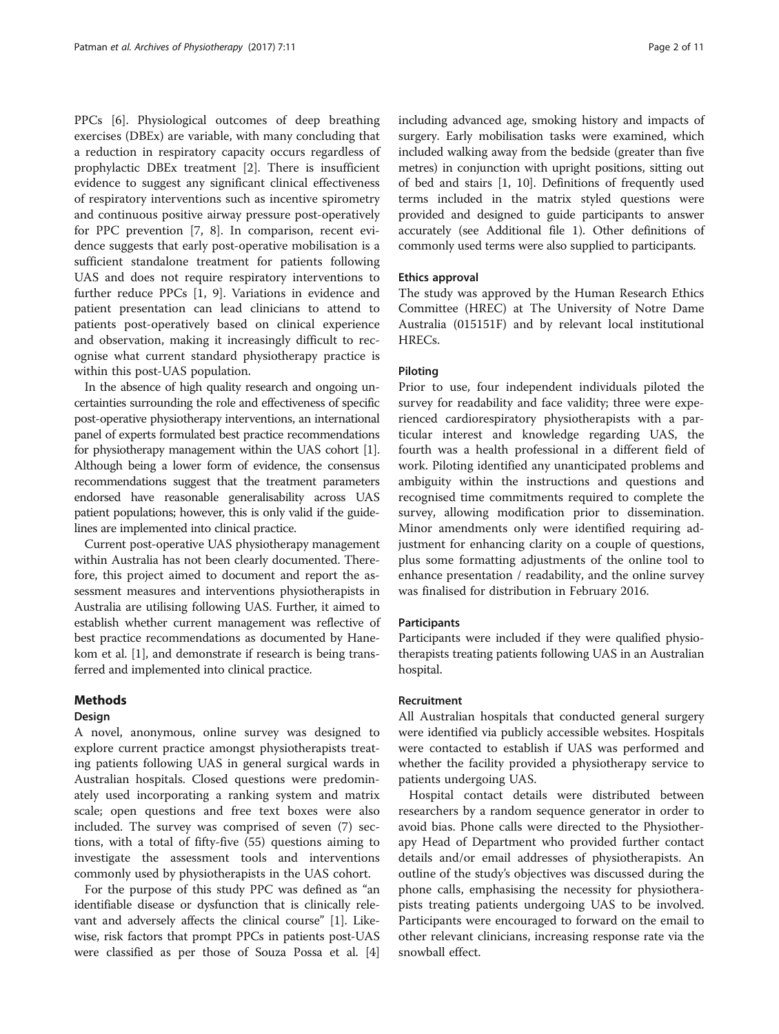PPCs [6]. Physiological outcomes of deep breathing exercises (DBEx) are variable, with many concluding that a reduction in respiratory capacity occurs regardless of prophylactic DBEx treatment [2]. There is insufficient evidence to suggest any significant clinical effectiveness of respiratory interventions such as incentive spirometry and continuous positive airway pressure post-operatively for PPC prevention [7, 8]. In comparison, recent evidence suggests that early post-operative mobilisation is a sufficient standalone treatment for patients following UAS and does not require respiratory interventions to further reduce PPCs [1, 9]. Variations in evidence and patient presentation can lead clinicians to attend to patients post-operatively based on clinical experience and observation, making it increasingly difficult to recognise what current standard physiotherapy practice is within this post-UAS population.

In the absence of high quality research and ongoing uncertainties surrounding the role and effectiveness of specific post-operative physiotherapy interventions, an international panel of experts formulated best practice recommendations for physiotherapy management within the UAS cohort [1]. Although being a lower form of evidence, the consensus recommendations suggest that the treatment parameters endorsed have reasonable generalisability across UAS patient populations; however, this is only valid if the guidelines are implemented into clinical practice.

Current post-operative UAS physiotherapy management within Australia has not been clearly documented. Therefore, this project aimed to document and report the assessment measures and interventions physiotherapists in Australia are utilising following UAS. Further, it aimed to establish whether current management was reflective of best practice recommendations as documented by Hanekom et al. [1], and demonstrate if research is being transferred and implemented into clinical practice.

## Methods

### Design

A novel, anonymous, online survey was designed to explore current practice amongst physiotherapists treating patients following UAS in general surgical wards in Australian hospitals. Closed questions were predominately used incorporating a ranking system and matrix scale; open questions and free text boxes were also included. The survey was comprised of seven (7) sections, with a total of fifty-five (55) questions aiming to investigate the assessment tools and interventions commonly used by physiotherapists in the UAS cohort.

For the purpose of this study PPC was defined as "an identifiable disease or dysfunction that is clinically relevant and adversely affects the clinical course" [1]. Likewise, risk factors that prompt PPCs in patients post-UAS were classified as per those of Souza Possa et al. [4] including advanced age, smoking history and impacts of surgery. Early mobilisation tasks were examined, which included walking away from the bedside (greater than five metres) in conjunction with upright positions, sitting out of bed and stairs [1, 10]. Definitions of frequently used terms included in the matrix styled questions were provided and designed to guide participants to answer accurately (see Additional file 1). Other definitions of commonly used terms were also supplied to participants.

### Ethics approval

The study was approved by the Human Research Ethics Committee (HREC) at The University of Notre Dame Australia (015151F) and by relevant local institutional HRECs.

### Piloting

Prior to use, four independent individuals piloted the survey for readability and face validity; three were experienced cardiorespiratory physiotherapists with a particular interest and knowledge regarding UAS, the fourth was a health professional in a different field of work. Piloting identified any unanticipated problems and ambiguity within the instructions and questions and recognised time commitments required to complete the survey, allowing modification prior to dissemination. Minor amendments only were identified requiring adjustment for enhancing clarity on a couple of questions, plus some formatting adjustments of the online tool to enhance presentation / readability, and the online survey was finalised for distribution in February 2016.

### Participants

Participants were included if they were qualified physiotherapists treating patients following UAS in an Australian hospital.

### Recruitment

All Australian hospitals that conducted general surgery were identified via publicly accessible websites. Hospitals were contacted to establish if UAS was performed and whether the facility provided a physiotherapy service to patients undergoing UAS.

Hospital contact details were distributed between researchers by a random sequence generator in order to avoid bias. Phone calls were directed to the Physiotherapy Head of Department who provided further contact details and/or email addresses of physiotherapists. An outline of the study's objectives was discussed during the phone calls, emphasising the necessity for physiotherapists treating patients undergoing UAS to be involved. Participants were encouraged to forward on the email to other relevant clinicians, increasing response rate via the snowball effect.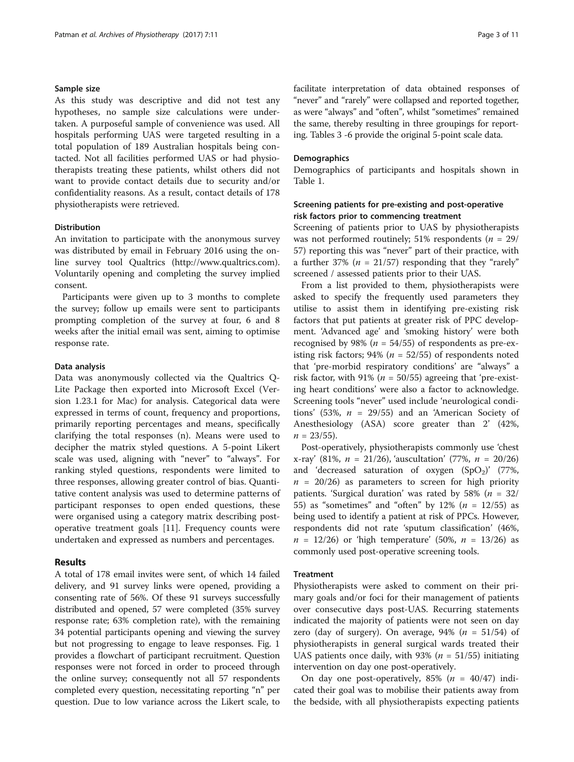### Sample size

As this study was descriptive and did not test any hypotheses, no sample size calculations were undertaken. A purposeful sample of convenience was used. All hospitals performing UAS were targeted resulting in a total population of 189 Australian hospitals being contacted. Not all facilities performed UAS or had physiotherapists treating these patients, whilst others did not want to provide contact details due to security and/or confidentiality reasons. As a result, contact details of 178 physiotherapists were retrieved.

### Distribution

An invitation to participate with the anonymous survey was distributed by email in February 2016 using the online survey tool Qualtrics (http://www.qualtrics.com). Voluntarily opening and completing the survey implied consent.

Participants were given up to 3 months to complete the survey; follow up emails were sent to participants prompting completion of the survey at four, 6 and 8 weeks after the initial email was sent, aiming to optimise response rate.

### Data analysis

Data was anonymously collected via the Qualtrics Q-Lite Package then exported into Microsoft Excel (Version 1.23.1 for Mac) for analysis. Categorical data were expressed in terms of count, frequency and proportions, primarily reporting percentages and means, specifically clarifying the total responses (n). Means were used to decipher the matrix styled questions. A 5-point Likert scale was used, aligning with "never" to "always". For ranking styled questions, respondents were limited to three responses, allowing greater control of bias. Quantitative content analysis was used to determine patterns of participant responses to open ended questions, these were organised using a category matrix describing post-operative treatment goals [11]. Frequency counts were undertaken and expressed as numbers and percentages.

## Results

A total of 178 email invites were sent, of which 14 failed delivery, and 91 survey links were opened, providing a consenting rate of 56%. Of these 91 surveys successfully distributed and opened, 57 were completed (35% survey response rate; 63% completion rate), with the remaining 34 potential participants opening and viewing the survey but not progressing to engage to leave responses. Fig. 1 provides a flowchart of participant recruitment. Question responses were not forced in order to proceed through the online survey; consequently not all 57 respondents completed every question, necessitating reporting "n" per question. Due to low variance across the Likert scale, to facilitate interpretation of data obtained responses of "never" and "rarely" were collapsed and reported together, as were "always" and "often", whilst "sometimes" remained the same, thereby resulting in three groupings for reporting. Tables 3 -6 provide the original 5-point scale data.

### Demographics

Demographics of participants and hospitals shown in Table 1.

### Screening patients for pre-existing and post-operative risk factors prior to commencing treatment

Screening of patients prior to UAS by physiotherapists was not performed routinely; 51% respondents ($n$ = 29/57) reporting this was "never" part of their practice, with a further 37% ($n$ = 21/57) responding that they "rarely" screened / assessed patients prior to their UAS.

From a list provided to them, physiotherapists were asked to specify the frequently used parameters they utilise to assist them in identifying pre-existing risk factors that put patients at greater risk of PPC development. 'Advanced age' and 'smoking history' were both recognised by 98% ($n$ = 54/55) of respondents as pre-existing risk factors; 94% ($n$ = 52/55) of respondents noted that 'pre-morbid respiratory conditions' are "always" a risk factor, with 91% ($n$ = 50/55) agreeing that 'pre-existing heart conditions' were also a factor to acknowledge. Screening tools "never" used include 'neurological conditions' (53%, $n$ = 29/55) and an 'American Society of Anesthesiology (ASA) score greater than 2' (42%, $n$ = 23/55).

Post-operatively, physiotherapists commonly use 'chest x-ray' (81%, $n$ = 21/26), 'auscultation' (77%, $n$ = 20/26) and 'decreased saturation of oxygen ($SpO_2$)' (77%, $n$ = 20/26) as parameters to screen for high priority patients. 'Surgical duration' was rated by 58% ($n$ = 32/55) as "sometimes" and "often" by 12% ($n$ = 12/55) as being used to identify a patient at risk of PPCs. However, respondents did not rate 'sputum classification' (46%, $n$ = 12/26) or 'high temperature' (50%, $n$ = 13/26) as commonly used post-operative screening tools.

### Treatment

Physiotherapists were asked to comment on their primary goals and/or foci for their management of patients over consecutive days post-UAS. Recurring statements indicated the majority of patients were not seen on day zero (day of surgery). On average, 94% ($n$ = 51/54) of physiotherapists in general surgical wards treated their UAS patients once daily, with 93% ($n$ = 51/55) initiating intervention on day one post-operatively.

On day one post-operatively, 85% ($n$ = 40/47) indicated their goal was to mobilise their patients away from the bedside, with all physiotherapists expecting patients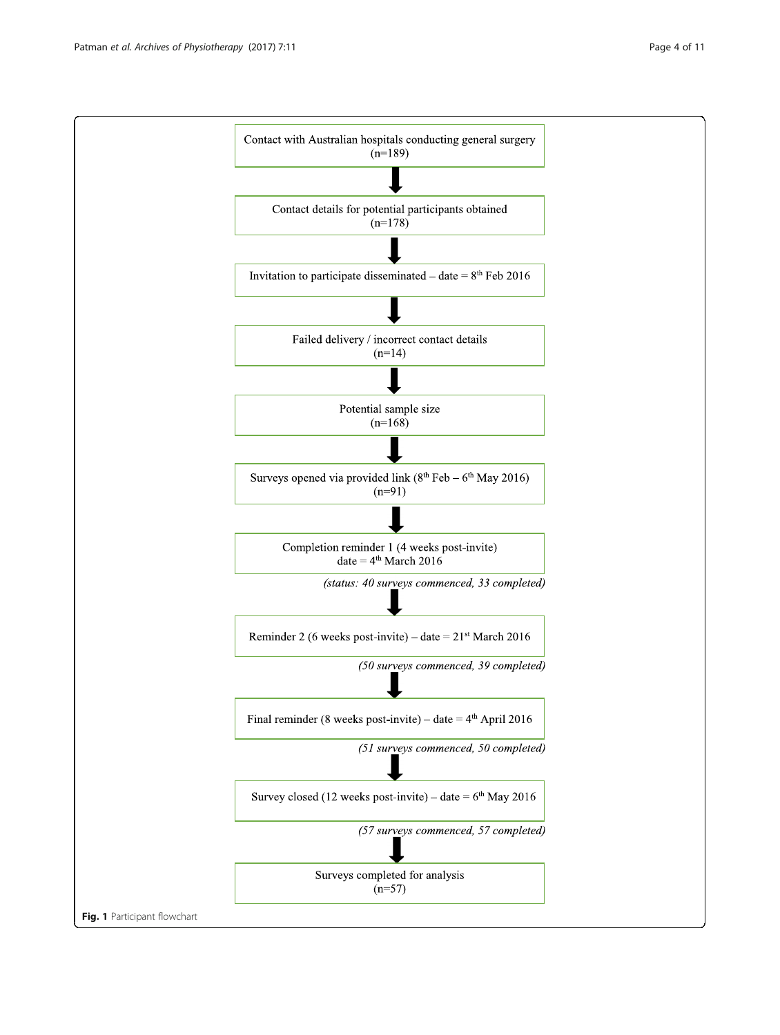Contact with Australian hospitals conducting general surgery (n=189)

Contact details for potential participants obtained (n=178)

Invitation to participate disseminated – date = 8th Feb 2016

Failed delivery / incorrect contact details (n=14)

Potential sample size (n=168)

Surveys opened via provided link (8th Feb – 6th May 2016) (n=91)

Completion reminder 1 (4 weeks post-invite) date = 4th March 2016

*(status: 40 surveys commenced, 33 completed)*

Reminder 2 (6 weeks post-invite) – date = 21st March 2016

*(50 surveys commenced, 39 completed)*

Final reminder (8 weeks post-invite) – date = 4th April 2016

*(51 surveys commenced, 50 completed)*

Survey closed (12 weeks post-invite) – date = 6th May 2016

*(57 surveys commenced, 57 completed)*

Surveys completed for analysis (n=57)

**Fig. 1** Participant flowchart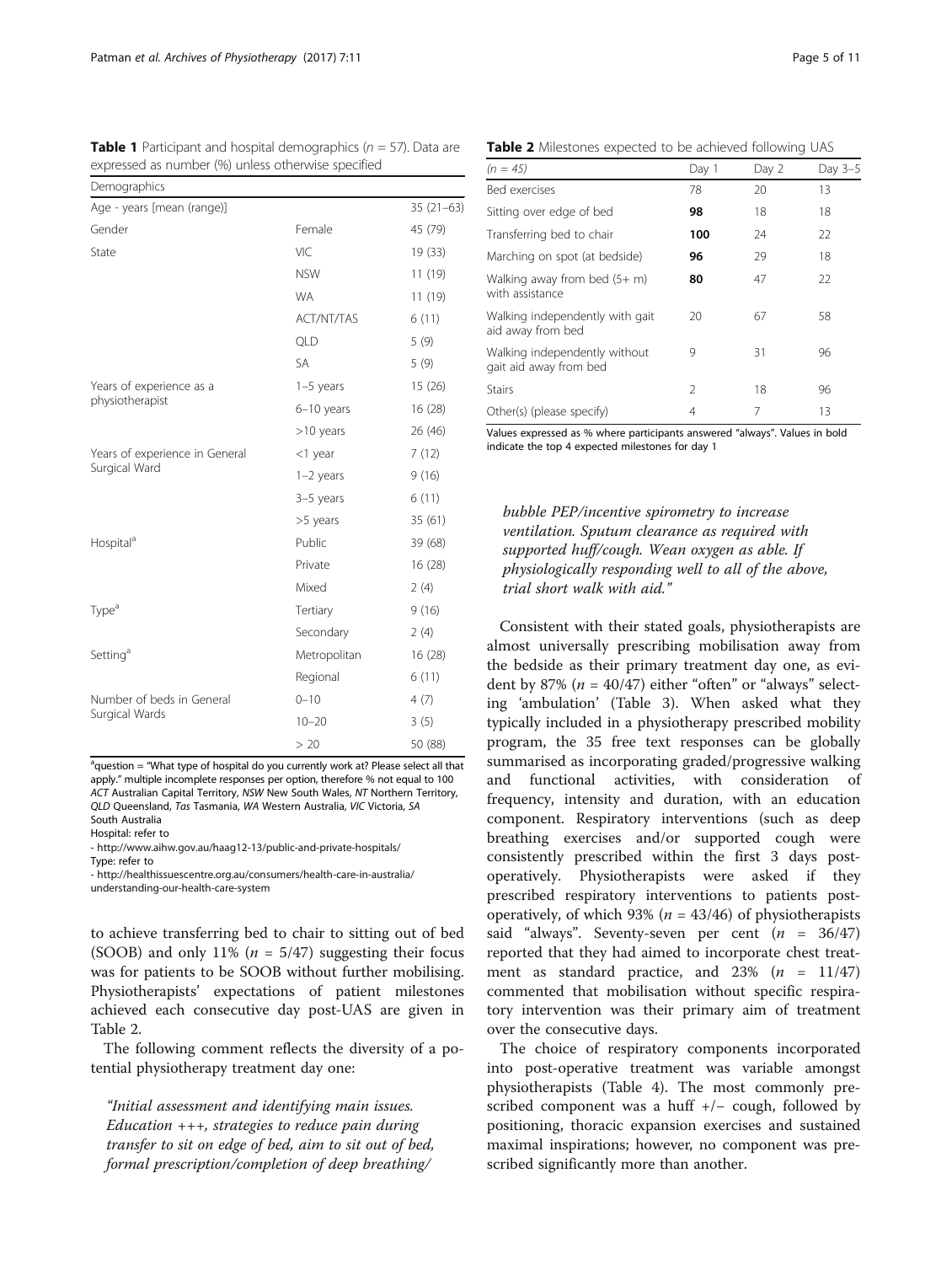**Table 1** Participant and hospital demographics ($n$ = 57). Data are expressed as number (%) unless otherwise specified

| Demographics | | |
|---|---|---|
| Age - years [mean (range)] | | 35 (21–63) |
| Gender | Female | 45 (79) |
| State | VIC | 19 (33) |
| | NSW | 11 (19) |
| | WA | 11 (19) |
| | ACT/NT/TAS | 6 (11) |
| | QLD | 5 (9) |
| | SA | 5 (9) |
| Years of experience as a physiotherapist | 1–5 years | 15 (26) |
| | 6–10 years | 16 (28) |
| | >10 years | 26 (46) |
| Years of experience in General Surgical Ward | <1 year | 7 (12) |
| | 1–2 years | 9 (16) |
| | 3–5 years | 6 (11) |
| | >5 years | 35 (61) |
| Hospital[a] | Public | 39 (68) |
| | Private | 16 (28) |
| | Mixed | 2 (4) |
| Type[a] | Tertiary | 9 (16) |
| | Secondary | 2 (4) |
| Setting[a] | Metropolitan | 16 (28) |
| | Regional | 6 (11) |
| Number of beds in General Surgical Wards | 0–10 | 4 (7) |
| | 10–20 | 3 (5) |
| | > 20 | 50 (88) |

[a]question = "What type of hospital do you currently work at? Please select all that apply." multiple incomplete responses per option, therefore % not equal to 100
*ACT* Australian Capital Territory, *NSW* New South Wales, *NT* Northern Territory, *QLD* Queensland, *Tas* Tasmania, *WA* Western Australia, *VIC* Victoria, *SA* South Australia
Hospital: refer to
- http://www.aihw.gov.au/haag12-13/public-and-private-hospitals/
Type: refer to
- http://healthissuescentre.org.au/consumers/health-care-in-australia/understanding-our-health-care-system

to achieve transferring bed to chair to sitting out of bed (SOOB) and only 11% ($n$ = 5/47) suggesting their focus was for patients to be SOOB without further mobilising. Physiotherapists' expectations of patient milestones achieved each consecutive day post-UAS are given in Table 2.

The following comment reflects the diversity of a potential physiotherapy treatment day one:

*"Initial assessment and identifying main issues. Education +++, strategies to reduce pain during transfer to sit on edge of bed, aim to sit out of bed, formal prescription/completion of deep breathing/bubble PEP/incentive spirometry to increase ventilation. Sputum clearance as required with supported huff/cough. Wean oxygen as able. If physiologically responding well to all of the above, trial short walk with aid."*

**Table 2** Milestones expected to be achieved following UAS

| ($n$ = 45) | Day 1 | Day 2 | Day 3–5 |
|---|---|---|---|
| Bed exercises | 78 | 20 | 13 |
| Sitting over edge of bed | **98** | 18 | 18 |
| Transferring bed to chair | **100** | 24 | 22 |
| Marching on spot (at bedside) | **96** | 29 | 18 |
| Walking away from bed (5+ m) with assistance | **80** | 47 | 22 |
| Walking independently with gait aid away from bed | 20 | 67 | 58 |
| Walking independently without gait aid away from bed | 9 | 31 | 96 |
| Stairs | 2 | 18 | 96 |
| Other(s) (please specify) | 4 | 7 | 13 |

Values expressed as % where participants answered "always". Values in bold indicate the top 4 expected milestones for day 1

Consistent with their stated goals, physiotherapists are almost universally prescribing mobilisation away from the bedside as their primary treatment day one, as evident by 87% ($n$ = 40/47) either "often" or "always" selecting 'ambulation' (Table 3). When asked what they typically included in a physiotherapy prescribed mobility program, the 35 free text responses can be globally summarised as incorporating graded/progressive walking and functional activities, with consideration of frequency, intensity and duration, with an education component. Respiratory interventions (such as deep breathing exercises and/or supported cough were consistently prescribed within the first 3 days post-operatively. Physiotherapists were asked if they prescribed respiratory interventions to patients post-operatively, of which 93% ($n$ = 43/46) of physiotherapists said "always". Seventy-seven per cent ($n$ = 36/47) reported that they had aimed to incorporate chest treatment as standard practice, and 23% ($n$ = 11/47) commented that mobilisation without specific respiratory intervention was their primary aim of treatment over the consecutive days.

The choice of respiratory components incorporated into post-operative treatment was variable amongst physiotherapists (Table 4). The most commonly prescribed component was a huff +/− cough, followed by positioning, thoracic expansion exercises and sustained maximal inspirations; however, no component was prescribed significantly more than another.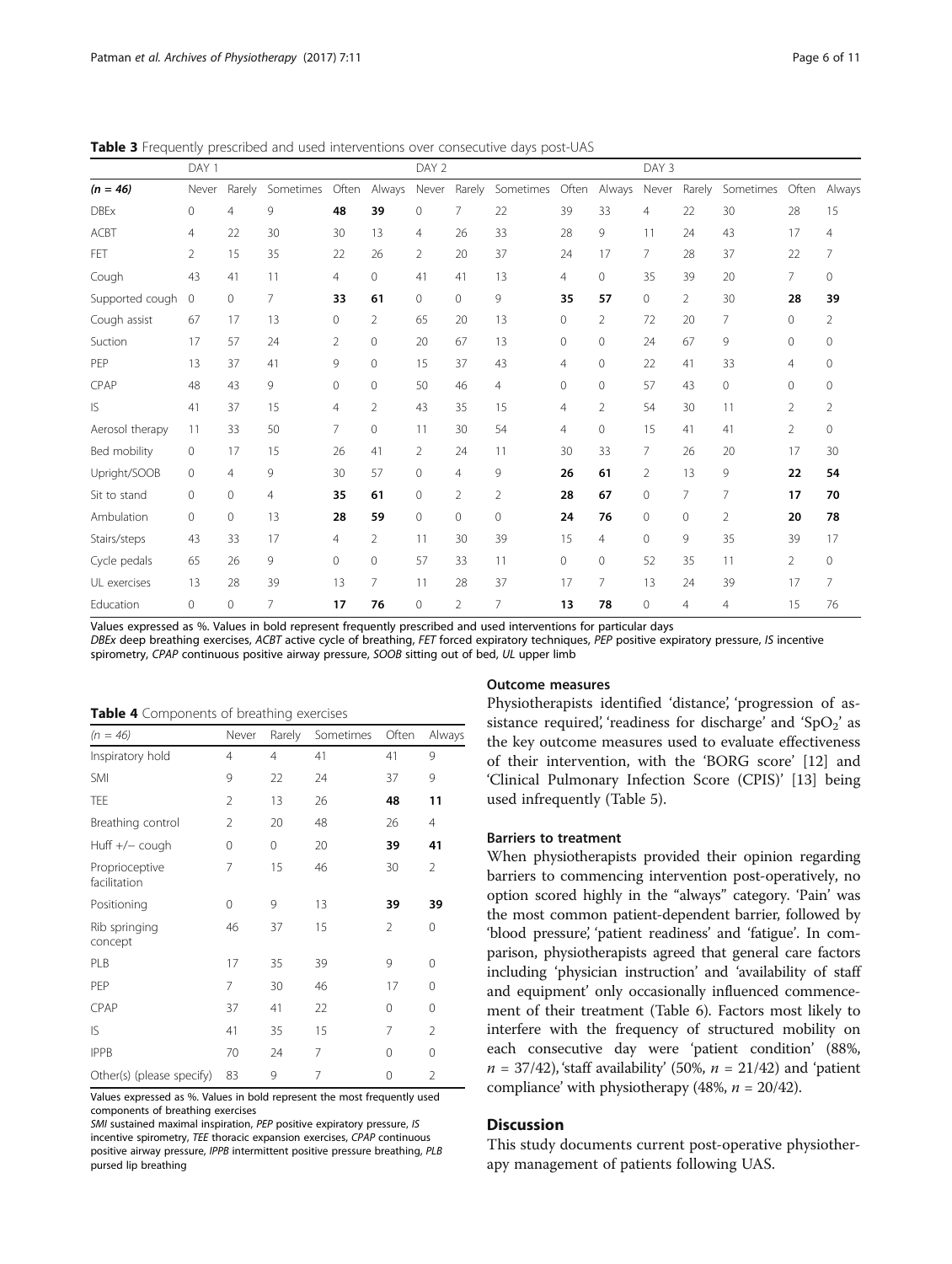**Table 3** Frequently prescribed and used interventions over consecutive days post-UAS

| | DAY 1 | | | | | DAY 2 | | | | | DAY 3 | | | | |
|---|---|---|---|---|---|---|---|---|---|---|---|---|---|---|---|
| (n = 46) | Never | Rarely | Sometimes | Often | Always | Never | Rarely | Sometimes | Often | Always | Never | Rarely | Sometimes | Often | Always |
| DBEx | 0 | 4 | 9 | **48** | **39** | 0 | 7 | 22 | 39 | 33 | 4 | 22 | 30 | 28 | 15 |
| ACBT | 4 | 22 | 30 | 30 | 13 | 4 | 26 | 33 | 28 | 9 | 11 | 24 | 43 | 17 | 4 |
| FET | 2 | 15 | 35 | 22 | 26 | 2 | 20 | 37 | 24 | 17 | 7 | 28 | 37 | 22 | 7 |
| Cough | 43 | 41 | 11 | 4 | 0 | 41 | 41 | 13 | 4 | 0 | 35 | 39 | 20 | 7 | 0 |
| Supported cough | 0 | 0 | 7 | **33** | **61** | 0 | 0 | 9 | **35** | **57** | 0 | 2 | 30 | **28** | **39** |
| Cough assist | 67 | 17 | 13 | 0 | 2 | 65 | 20 | 13 | 0 | 2 | 72 | 20 | 7 | 0 | 2 |
| Suction | 17 | 57 | 24 | 2 | 0 | 20 | 67 | 13 | 0 | 0 | 24 | 67 | 9 | 0 | 0 |
| PEP | 13 | 37 | 41 | 9 | 0 | 15 | 37 | 43 | 4 | 0 | 22 | 41 | 33 | 4 | 0 |
| CPAP | 48 | 43 | 9 | 0 | 0 | 50 | 46 | 4 | 0 | 0 | 57 | 43 | 0 | 0 | 0 |
| IS | 41 | 37 | 15 | 4 | 2 | 43 | 35 | 15 | 4 | 2 | 54 | 30 | 11 | 2 | 2 |
| Aerosol therapy | 11 | 33 | 50 | 7 | 0 | 11 | 30 | 54 | 4 | 0 | 15 | 41 | 41 | 2 | 0 |
| Bed mobility | 0 | 17 | 15 | 26 | 41 | 2 | 24 | 11 | 30 | 33 | 7 | 26 | 20 | 17 | 30 |
| Upright/SOOB | 0 | 4 | 9 | 30 | 57 | 0 | 4 | 9 | **26** | **61** | 2 | 13 | 9 | **22** | **54** |
| Sit to stand | 0 | 0 | 4 | **35** | **61** | 0 | 2 | 2 | **28** | **67** | 0 | 7 | 7 | **17** | **70** |
| Ambulation | 0 | 0 | 13 | **28** | **59** | 0 | 0 | 0 | **24** | **76** | 0 | 0 | 2 | **20** | **78** |
| Stairs/steps | 43 | 33 | 17 | 4 | 2 | 11 | 30 | 39 | 15 | 4 | 0 | 9 | 35 | 39 | 17 |
| Cycle pedals | 65 | 26 | 9 | 0 | 0 | 57 | 33 | 11 | 0 | 0 | 52 | 35 | 11 | 2 | 0 |
| UL exercises | 13 | 28 | 39 | 13 | 7 | 11 | 28 | 37 | 17 | 7 | 13 | 24 | 39 | 17 | 7 |
| Education | 0 | 0 | 7 | **17** | **76** | 0 | 2 | 7 | **13** | **78** | 0 | 4 | 4 | 15 | 76 |

Values expressed as %. Values in bold represent frequently prescribed and used interventions for particular days
*DBEx* deep breathing exercises, *ACBT* active cycle of breathing, *FET* forced expiratory techniques, *PEP* positive expiratory pressure, *IS* incentive spirometry, *CPAP* continuous positive airway pressure, *SOOB* sitting out of bed, *UL* upper limb

**Table 4** Components of breathing exercises

| (n = 46) | Never | Rarely | Sometimes | Often | Always |
|---|---|---|---|---|---|
| Inspiratory hold | 4 | 4 | 41 | 41 | 9 |
| SMI | 9 | 22 | 24 | 37 | 9 |
| TEE | 2 | 13 | 26 | **48** | **11** |
| Breathing control | 2 | 20 | 48 | 26 | 4 |
| Huff +/− cough | 0 | 0 | 20 | **39** | **41** |
| Proprioceptive facilitation | 7 | 15 | 46 | 30 | 2 |
| Positioning | 0 | 9 | 13 | **39** | **39** |
| Rib springing concept | 46 | 37 | 15 | 2 | 0 |
| PLB | 17 | 35 | 39 | 9 | 0 |
| PEP | 7 | 30 | 46 | 17 | 0 |
| CPAP | 37 | 41 | 22 | 0 | 0 |
| IS | 41 | 35 | 15 | 7 | 2 |
| IPPB | 70 | 24 | 7 | 0 | 0 |
| Other(s) (please specify) | 83 | 9 | 7 | 0 | 2 |

Values expressed as %. Values in bold represent the most frequently used components of breathing exercises
*SMI* sustained maximal inspiration, *PEP* positive expiratory pressure, *IS* incentive spirometry, *TEE* thoracic expansion exercises, *CPAP* continuous positive airway pressure, *IPPB* intermittent positive pressure breathing, *PLB* pursed lip breathing

### Outcome measures

Physiotherapists identified 'distance', 'progression of assistance required', 'readiness for discharge' and '$SpO_2$' as the key outcome measures used to evaluate effectiveness of their intervention, with the 'BORG score' [12] and 'Clinical Pulmonary Infection Score (CPIS)' [13] being used infrequently (Table 5).

### Barriers to treatment

When physiotherapists provided their opinion regarding barriers to commencing intervention post-operatively, no option scored highly in the "always" category. 'Pain' was the most common patient-dependent barrier, followed by 'blood pressure', 'patient readiness' and 'fatigue'. In comparison, physiotherapists agreed that general care factors including 'physician instruction' and 'availability of staff and equipment' only occasionally influenced commencement of their treatment (Table 6). Factors most likely to interfere with the frequency of structured mobility on each consecutive day were 'patient condition' (88%, $n = 37/42$), 'staff availability' (50%, $n = 21/42$) and 'patient compliance' with physiotherapy (48%, $n = 20/42$).

## Discussion

This study documents current post-operative physiotherapy management of patients following UAS.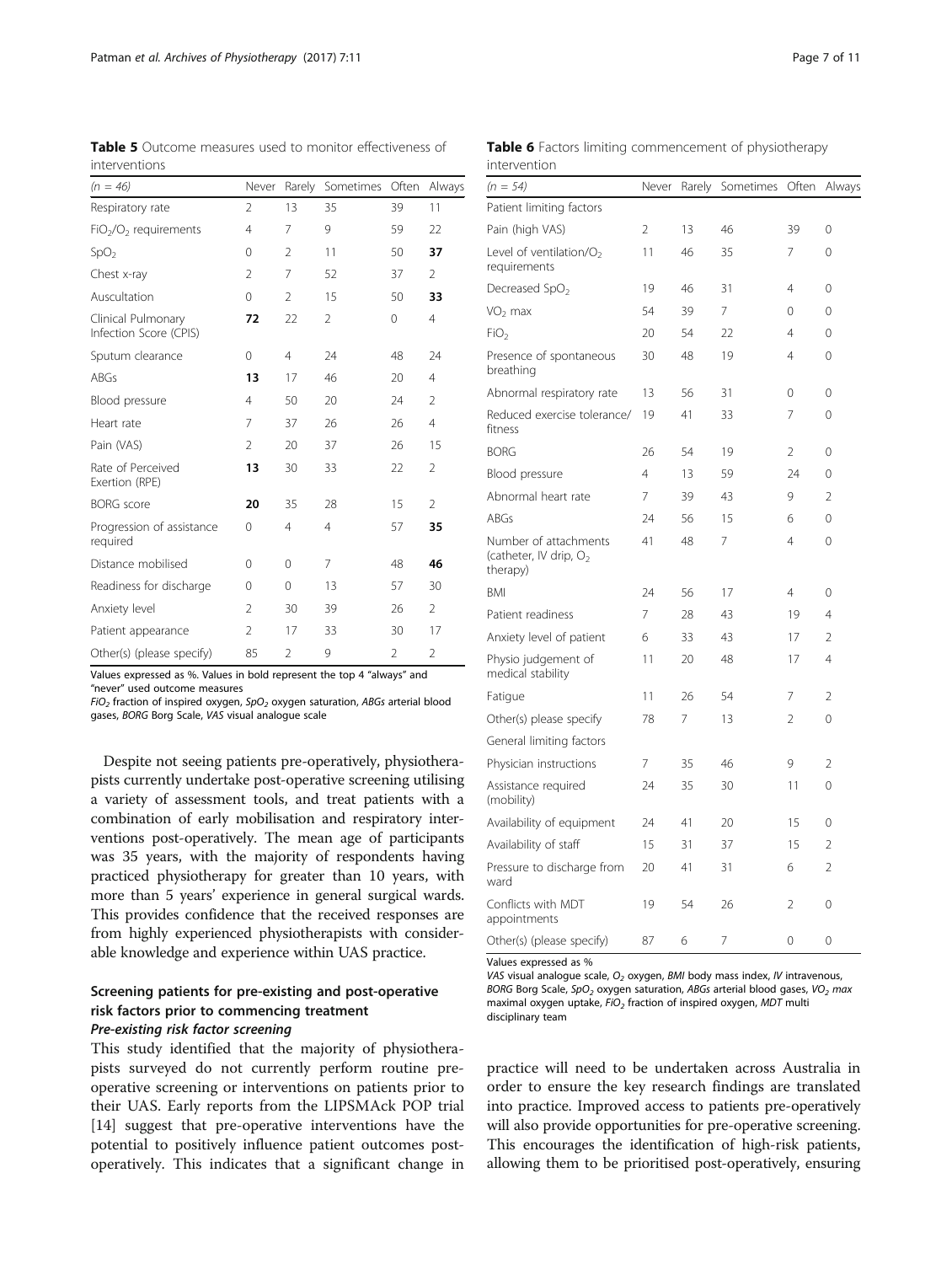**Table 5** Outcome measures used to monitor effectiveness of interventions

| (n = 46) | Never | Rarely | Sometimes | Often | Always |
|---|---|---|---|---|---|
| Respiratory rate | 2 | 13 | 35 | 39 | 11 |
| $FiO_2$/$O_2$ requirements | 4 | 7 | 9 | 59 | 22 |
| $SpO_2$ | 0 | 2 | 11 | 50 | **37** |
| Chest x-ray | 2 | 7 | 52 | 37 | 2 |
| Auscultation | 0 | 2 | 15 | 50 | **33** |
| Clinical Pulmonary Infection Score (CPIS) | **72** | 22 | 2 | 0 | 4 |
| Sputum clearance | 0 | 4 | 24 | 48 | 24 |
| ABGs | **13** | 17 | 46 | 20 | 4 |
| Blood pressure | 4 | 50 | 20 | 24 | 2 |
| Heart rate | 7 | 37 | 26 | 26 | 4 |
| Pain (VAS) | 2 | 20 | 37 | 26 | 15 |
| Rate of Perceived Exertion (RPE) | **13** | 30 | 33 | 22 | 2 |
| BORG score | **20** | 35 | 28 | 15 | 2 |
| Progression of assistance required | 0 | 4 | 4 | 57 | **35** |
| Distance mobilised | 0 | 0 | 7 | 48 | **46** |
| Readiness for discharge | 0 | 0 | 13 | 57 | 30 |
| Anxiety level | 2 | 30 | 39 | 26 | 2 |
| Patient appearance | 2 | 17 | 33 | 30 | 17 |
| Other(s) (please specify) | 85 | 2 | 9 | 2 | 2 |

Values expressed as %. Values in bold represent the top 4 "always" and "never" used outcome measures

*$FiO_2$* fraction of inspired oxygen, *$SpO_2$* oxygen saturation, *ABGs* arterial blood gases, *BORG* Borg Scale, *VAS* visual analogue scale

**Table 6** Factors limiting commencement of physiotherapy intervention

| (n = 54) | Never | Rarely | Sometimes | Often | Always |
|---|---|---|---|---|---|
| Patient limiting factors | | | | | |
| Pain (high VAS) | 2 | 13 | 46 | 39 | 0 |
| Level of ventilation/$O_2$ requirements | 11 | 46 | 35 | 7 | 0 |
| Decreased $SpO_2$ | 19 | 46 | 31 | 4 | 0 |
| $VO_2$ max | 54 | 39 | 7 | 0 | 0 |
| $FiO_2$ | 20 | 54 | 22 | 4 | 0 |
| Presence of spontaneous breathing | 30 | 48 | 19 | 4 | 0 |
| Abnormal respiratory rate | 13 | 56 | 31 | 0 | 0 |
| Reduced exercise tolerance/fitness | 19 | 41 | 33 | 7 | 0 |
| BORG | 26 | 54 | 19 | 2 | 0 |
| Blood pressure | 4 | 13 | 59 | 24 | 0 |
| Abnormal heart rate | 7 | 39 | 43 | 9 | 2 |
| ABGs | 24 | 56 | 15 | 6 | 0 |
| Number of attachments (catheter, IV drip, $O_2$ therapy) | 41 | 48 | 7 | 4 | 0 |
| BMI | 24 | 56 | 17 | 4 | 0 |
| Patient readiness | 7 | 28 | 43 | 19 | 4 |
| Anxiety level of patient | 6 | 33 | 43 | 17 | 2 |
| Physio judgement of medical stability | 11 | 20 | 48 | 17 | 4 |
| Fatigue | 11 | 26 | 54 | 7 | 2 |
| Other(s) please specify | 78 | 7 | 13 | 2 | 0 |
| General limiting factors | | | | | |
| Physician instructions | 7 | 35 | 46 | 9 | 2 |
| Assistance required (mobility) | 24 | 35 | 30 | 11 | 0 |
| Availability of equipment | 24 | 41 | 20 | 15 | 0 |
| Availability of staff | 15 | 31 | 37 | 15 | 2 |
| Pressure to discharge from ward | 20 | 41 | 31 | 6 | 2 |
| Conflicts with MDT appointments | 19 | 54 | 26 | 2 | 0 |
| Other(s) (please specify) | 87 | 6 | 7 | 0 | 0 |

Values expressed as %

*VAS* visual analogue scale, *$O_2$* oxygen, *BMI* body mass index, *IV* intravenous, *BORG* Borg Scale, *$SpO_2$* oxygen saturation, *ABGs* arterial blood gases, *$VO_2$ max* maximal oxygen uptake, *$FiO_2$* fraction of inspired oxygen, *MDT* multi disciplinary team

Despite not seeing patients pre-operatively, physiotherapists currently undertake post-operative screening utilising a variety of assessment tools, and treat patients with a combination of early mobilisation and respiratory interventions post-operatively. The mean age of participants was 35 years, with the majority of respondents having practiced physiotherapy for greater than 10 years, with more than 5 years' experience in general surgical wards. This provides confidence that the received responses are from highly experienced physiotherapists with considerable knowledge and experience within UAS practice.

## Screening patients for pre-existing and post-operative risk factors prior to commencing treatment

### *Pre-existing risk factor screening*

This study identified that the majority of physiotherapists surveyed do not currently perform routine pre-operative screening or interventions on patients prior to their UAS. Early reports from the LIPSMAck POP trial [14] suggest that pre-operative interventions have the potential to positively influence patient outcomes post-operatively. This indicates that a significant change in practice will need to be undertaken across Australia in order to ensure the key research findings are translated into practice. Improved access to patients pre-operatively will also provide opportunities for pre-operative screening. This encourages the identification of high-risk patients, allowing them to be prioritised post-operatively, ensuring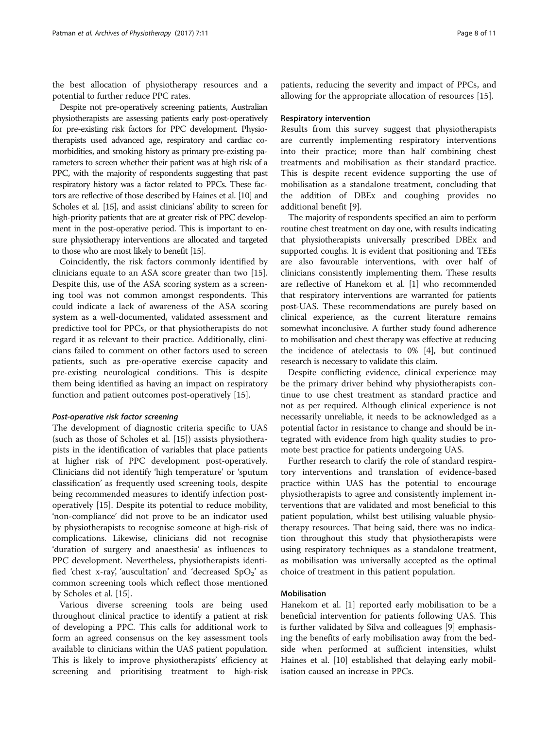the best allocation of physiotherapy resources and a potential to further reduce PPC rates.

Despite not pre-operatively screening patients, Australian physiotherapists are assessing patients early post-operatively for pre-existing risk factors for PPC development. Physiotherapists used advanced age, respiratory and cardiac comorbidities, and smoking history as primary pre-existing parameters to screen whether their patient was at high risk of a PPC, with the majority of respondents suggesting that past respiratory history was a factor related to PPCs. These factors are reflective of those described by Haines et al. [10] and Scholes et al. [15], and assist clinicians' ability to screen for high-priority patients that are at greater risk of PPC development in the post-operative period. This is important to ensure physiotherapy interventions are allocated and targeted to those who are most likely to benefit [15].

Coincidently, the risk factors commonly identified by clinicians equate to an ASA score greater than two [15]. Despite this, use of the ASA scoring system as a screening tool was not common amongst respondents. This could indicate a lack of awareness of the ASA scoring system as a well-documented, validated assessment and predictive tool for PPCs, or that physiotherapists do not regard it as relevant to their practice. Additionally, clinicians failed to comment on other factors used to screen patients, such as pre-operative exercise capacity and pre-existing neurological conditions. This is despite them being identified as having an impact on respiratory function and patient outcomes post-operatively [15].

#### *Post-operative risk factor screening*

The development of diagnostic criteria specific to UAS (such as those of Scholes et al. [15]) assists physiotherapists in the identification of variables that place patients at higher risk of PPC development post-operatively. Clinicians did not identify 'high temperature' or 'sputum classification' as frequently used screening tools, despite being recommended measures to identify infection post-operatively [15]. Despite its potential to reduce mobility, 'non-compliance' did not prove to be an indicator used by physiotherapists to recognise someone at high-risk of complications. Likewise, clinicians did not recognise 'duration of surgery and anaesthesia' as influences to PPC development. Nevertheless, physiotherapists identified 'chest x-ray', 'auscultation' and 'decreased $SpO_2$' as common screening tools which reflect those mentioned by Scholes et al. [15].

Various diverse screening tools are being used throughout clinical practice to identify a patient at risk of developing a PPC. This calls for additional work to form an agreed consensus on the key assessment tools available to clinicians within the UAS patient population. This is likely to improve physiotherapists' efficiency at screening and prioritising treatment to high-risk patients, reducing the severity and impact of PPCs, and allowing for the appropriate allocation of resources [15].

### Respiratory intervention

Results from this survey suggest that physiotherapists are currently implementing respiratory interventions into their practice; more than half combining chest treatments and mobilisation as their standard practice. This is despite recent evidence supporting the use of mobilisation as a standalone treatment, concluding that the addition of DBEx and coughing provides no additional benefit [9].

The majority of respondents specified an aim to perform routine chest treatment on day one, with results indicating that physiotherapists universally prescribed DBEx and supported coughs. It is evident that positioning and TEEs are also favourable interventions, with over half of clinicians consistently implementing them. These results are reflective of Hanekom et al. [1] who recommended that respiratory interventions are warranted for patients post-UAS. These recommendations are purely based on clinical experience, as the current literature remains somewhat inconclusive. A further study found adherence to mobilisation and chest therapy was effective at reducing the incidence of atelectasis to 0% [4], but continued research is necessary to validate this claim.

Despite conflicting evidence, clinical experience may be the primary driver behind why physiotherapists continue to use chest treatment as standard practice and not as per required. Although clinical experience is not necessarily unreliable, it needs to be acknowledged as a potential factor in resistance to change and should be integrated with evidence from high quality studies to promote best practice for patients undergoing UAS.

Further research to clarify the role of standard respiratory interventions and translation of evidence-based practice within UAS has the potential to encourage physiotherapists to agree and consistently implement interventions that are validated and most beneficial to this patient population, whilst best utilising valuable physiotherapy resources. That being said, there was no indication throughout this study that physiotherapists were using respiratory techniques as a standalone treatment, as mobilisation was universally accepted as the optimal choice of treatment in this patient population.

### Mobilisation

Hanekom et al. [1] reported early mobilisation to be a beneficial intervention for patients following UAS. This is further validated by Silva and colleagues [9] emphasising the benefits of early mobilisation away from the bedside when performed at sufficient intensities, whilst Haines et al. [10] established that delaying early mobilisation caused an increase in PPCs.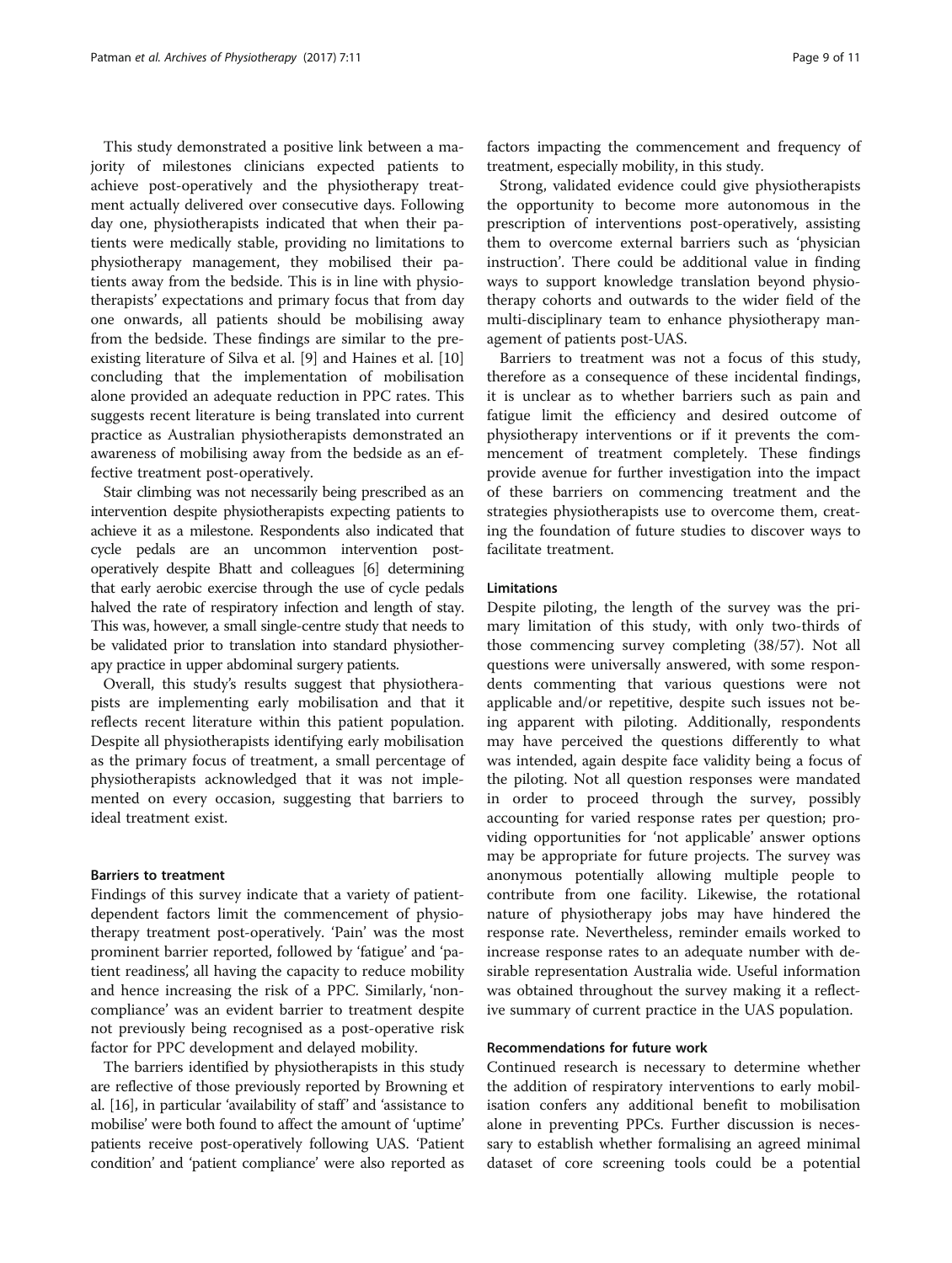This study demonstrated a positive link between a majority of milestones clinicians expected patients to achieve post-operatively and the physiotherapy treatment actually delivered over consecutive days. Following day one, physiotherapists indicated that when their patients were medically stable, providing no limitations to physiotherapy management, they mobilised their patients away from the bedside. This is in line with physiotherapists' expectations and primary focus that from day one onwards, all patients should be mobilising away from the bedside. These findings are similar to the pre-existing literature of Silva et al. [9] and Haines et al. [10] concluding that the implementation of mobilisation alone provided an adequate reduction in PPC rates. This suggests recent literature is being translated into current practice as Australian physiotherapists demonstrated an awareness of mobilising away from the bedside as an effective treatment post-operatively.

Stair climbing was not necessarily being prescribed as an intervention despite physiotherapists expecting patients to achieve it as a milestone. Respondents also indicated that cycle pedals are an uncommon intervention post-operatively despite Bhatt and colleagues [6] determining that early aerobic exercise through the use of cycle pedals halved the rate of respiratory infection and length of stay. This was, however, a small single-centre study that needs to be validated prior to translation into standard physiotherapy practice in upper abdominal surgery patients.

Overall, this study's results suggest that physiotherapists are implementing early mobilisation and that it reflects recent literature within this patient population. Despite all physiotherapists identifying early mobilisation as the primary focus of treatment, a small percentage of physiotherapists acknowledged that it was not implemented on every occasion, suggesting that barriers to ideal treatment exist.

### Barriers to treatment

Findings of this survey indicate that a variety of patient-dependent factors limit the commencement of physiotherapy treatment post-operatively. 'Pain' was the most prominent barrier reported, followed by 'fatigue' and 'patient readiness', all having the capacity to reduce mobility and hence increasing the risk of a PPC. Similarly, 'non-compliance' was an evident barrier to treatment despite not previously being recognised as a post-operative risk factor for PPC development and delayed mobility.

The barriers identified by physiotherapists in this study are reflective of those previously reported by Browning et al. [16], in particular 'availability of staff' and 'assistance to mobilise' were both found to affect the amount of 'uptime' patients receive post-operatively following UAS. 'Patient condition' and 'patient compliance' were also reported as factors impacting the commencement and frequency of treatment, especially mobility, in this study.

Strong, validated evidence could give physiotherapists the opportunity to become more autonomous in the prescription of interventions post-operatively, assisting them to overcome external barriers such as 'physician instruction'. There could be additional value in finding ways to support knowledge translation beyond physiotherapy cohorts and outwards to the wider field of the multi-disciplinary team to enhance physiotherapy management of patients post-UAS.

Barriers to treatment was not a focus of this study, therefore as a consequence of these incidental findings, it is unclear as to whether barriers such as pain and fatigue limit the efficiency and desired outcome of physiotherapy interventions or if it prevents the commencement of treatment completely. These findings provide avenue for further investigation into the impact of these barriers on commencing treatment and the strategies physiotherapists use to overcome them, creating the foundation of future studies to discover ways to facilitate treatment.

### Limitations

Despite piloting, the length of the survey was the primary limitation of this study, with only two-thirds of those commencing survey completing (38/57). Not all questions were universally answered, with some respondents commenting that various questions were not applicable and/or repetitive, despite such issues not being apparent with piloting. Additionally, respondents may have perceived the questions differently to what was intended, again despite face validity being a focus of the piloting. Not all question responses were mandated in order to proceed through the survey, possibly accounting for varied response rates per question; providing opportunities for 'not applicable' answer options may be appropriate for future projects. The survey was anonymous potentially allowing multiple people to contribute from one facility. Likewise, the rotational nature of physiotherapy jobs may have hindered the response rate. Nevertheless, reminder emails worked to increase response rates to an adequate number with desirable representation Australia wide. Useful information was obtained throughout the survey making it a reflective summary of current practice in the UAS population.

### Recommendations for future work

Continued research is necessary to determine whether the addition of respiratory interventions to early mobilisation confers any additional benefit to mobilisation alone in preventing PPCs. Further discussion is necessary to establish whether formalising an agreed minimal dataset of core screening tools could be a potential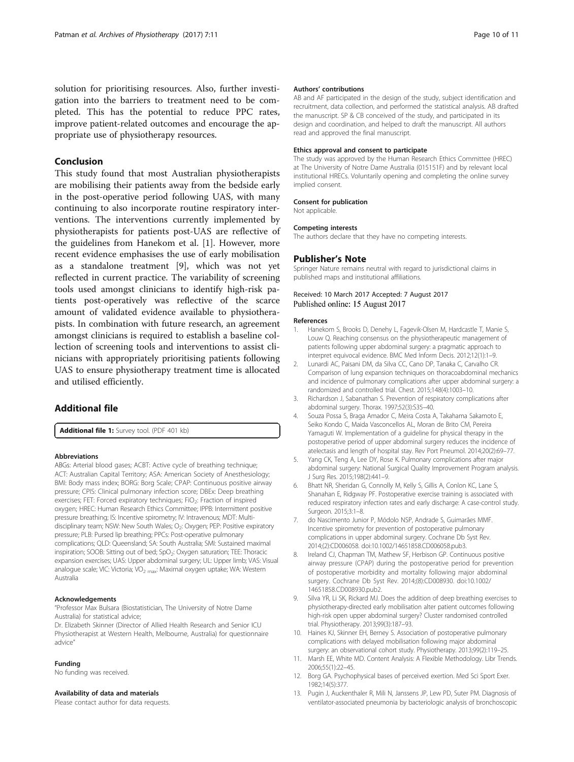solution for prioritising resources. Also, further investigation into the barriers to treatment need to be completed. This has the potential to reduce PPC rates, improve patient-related outcomes and encourage the appropriate use of physiotherapy resources.

## Conclusion

This study found that most Australian physiotherapists are mobilising their patients away from the bedside early in the post-operative period following UAS, with many continuing to also incorporate routine respiratory interventions. The interventions currently implemented by physiotherapists for patients post-UAS are reflective of the guidelines from Hanekom et al. [1]. However, more recent evidence emphasises the use of early mobilisation as a standalone treatment [9], which was not yet reflected in current practice. The variability of screening tools used amongst clinicians to identify high-risk patients post-operatively was reflective of the scarce amount of validated evidence available to physiotherapists. In combination with future research, an agreement amongst clinicians is required to establish a baseline collection of screening tools and interventions to assist clinicians with appropriately prioritising patients following UAS to ensure physiotherapy treatment time is allocated and utilised efficiently.

## Additional file

**Additional file 1:** Survey tool. (PDF 401 kb)

#### Abbreviations

ABGs: Arterial blood gases; ACBT: Active cycle of breathing technique; ACT: Australian Capital Territory; ASA: American Society of Anesthesiology; BMI: Body mass index; BORG: Borg Scale; CPAP: Continuous positive airway pressure; CPIS: Clinical pulmonary infection score; DBEx: Deep breathing exercises; FET: Forced expiratory techniques; $FiO_2$: Fraction of inspired oxygen; HREC: Human Research Ethics Committee; IPPB: Intermittent positive pressure breathing; IS: Incentive spirometry; IV: Intravenous; MDT: Multi-disciplinary team; NSW: New South Wales; $O_2$: Oxygen; PEP: Positive expiratory pressure; PLB: Pursed lip breathing; PPCs: Post-operative pulmonary complications; QLD: Queensland; SA: South Australia; SMI: Sustained maximal inspiration; SOOB: Sitting out of bed; $SpO_2$: Oxygen saturation; TEE: Thoracic expansion exercises; UAS: Upper abdominal surgery; UL: Upper limb; VAS: Visual analogue scale; VIC: Victoria; $VO_{2\ max}$: Maximal oxygen uptake; WA: Western Australia

#### Acknowledgements

"Professor Max Bulsara (Biostatistician, The University of Notre Dame Australia) for statistical advice;
Dr. Elizabeth Skinner (Director of Allied Health Research and Senior ICU Physiotherapist at Western Health, Melbourne, Australia) for questionnaire advice"

#### Funding

No funding was received.

#### Availability of data and materials

Please contact author for data requests.

#### Authors' contributions

AB and AF participated in the design of the study, subject identification and recruitment, data collection, and performed the statistical analysis. AB drafted the manuscript. SP & CB conceived of the study, and participated in its design and coordination, and helped to draft the manuscript. All authors read and approved the final manuscript.

#### Ethics approval and consent to participate

The study was approved by the Human Research Ethics Committee (HREC) at The University of Notre Dame Australia (015151F) and by relevant local institutional HRECs. Voluntarily opening and completing the online survey implied consent.

#### Consent for publication

Not applicable.

#### Competing interests

The authors declare that they have no competing interests.

## Publisher's Note

Springer Nature remains neutral with regard to jurisdictional claims in published maps and institutional affiliations.

Received: 10 March 2017 Accepted: 7 August 2017
Published online: 15 August 2017

#### References

1. Hanekom S, Brooks D, Denehy L, Fagevik-Olsen M, Hardcastle T, Manie S, Louw Q. Reaching consensus on the physiotherapeutic management of patients following upper abdominal surgery: a pragmatic approach to interpret equivocal evidence. BMC Med Inform Decis. 2012;12(1):1–9.
2. Lunardi AC, Paisani DM, da Silva CC, Cano DP, Tanaka C, Carvalho CR. Comparison of lung expansion techniques on thoracoabdominal mechanics and incidence of pulmonary complications after upper abdominal surgery: a randomized and controlled trial. Chest. 2015;148(4):1003–10.
3. Richardson J, Sabanathan S. Prevention of respiratory complications after abdominal surgery. Thorax. 1997;52(3):S35–40.
4. Souza Possa S, Braga Amador C, Meira Costa A, Takahama Sakamoto E, Seiko Kondo C, Maida Vasconcellos AL, Moran de Brito CM, Pereira Yamaguti W. Implementation of a guideline for physical therapy in the postoperative period of upper abdominal surgery reduces the incidence of atelectasis and length of hospital stay. Rev Port Pneumol. 2014;20(2):69–77.
5. Yang CK, Teng A, Lee DY, Rose K. Pulmonary complications after major abdominal surgery: National Surgical Quality Improvement Program analysis. J Surg Res. 2015;198(2):441–9.
6. Bhatt NR, Sheridan G, Connolly M, Kelly S, Gillis A, Conlon KC, Lane S, Shanahan E, Ridgway PF. Postoperative exercise training is associated with reduced respiratory infection rates and early discharge: A case-control study. Surgeon. 2015;3:1–8.
7. do Nascimento Junior P, Módolo NSP, Andrade S, Guimarães MMF. Incentive spirometry for prevention of postoperative pulmonary complications in upper abdominal surgery. Cochrane Db Syst Rev. 2014;(2):CD006058. doi:10.1002/14651858.CD006058.pub3.
8. Ireland CJ, Chapman TM, Mathew SF, Herbison GP. Continuous positive airway pressure (CPAP) during the postoperative period for prevention of postoperative morbidity and mortality following major abdominal surgery. Cochrane Db Syst Rev. 2014;(8):CD008930. doi:10.1002/14651858.CD008930.pub2.
9. Silva YR, Li SK, Rickard MJ. Does the addition of deep breathing exercises to physiotherapy-directed early mobilisation alter patient outcomes following high-risk open upper abdominal surgery? Cluster randomised controlled trial. Physiotherapy. 2013;99(3):187–93.
10. Haines KJ, Skinner EH, Berney S. Association of postoperative pulmonary complications with delayed mobilisation following major abdominal surgery: an observational cohort study. Physiotherapy. 2013;99(2):119–25.
11. Marsh EE, White MD. Content Analysis: A Flexible Methodology. Libr Trends. 2006;55(1):22–45.
12. Borg GA. Psychophysical bases of perceived exertion. Med Sci Sport Exer. 1982;14(5):377.
13. Pugin J, Auckenthaler R, Mili N, Janssens JP, Lew PD, Suter PM. Diagnosis of ventilator-associated pneumonia by bacteriologic analysis of bronchoscopic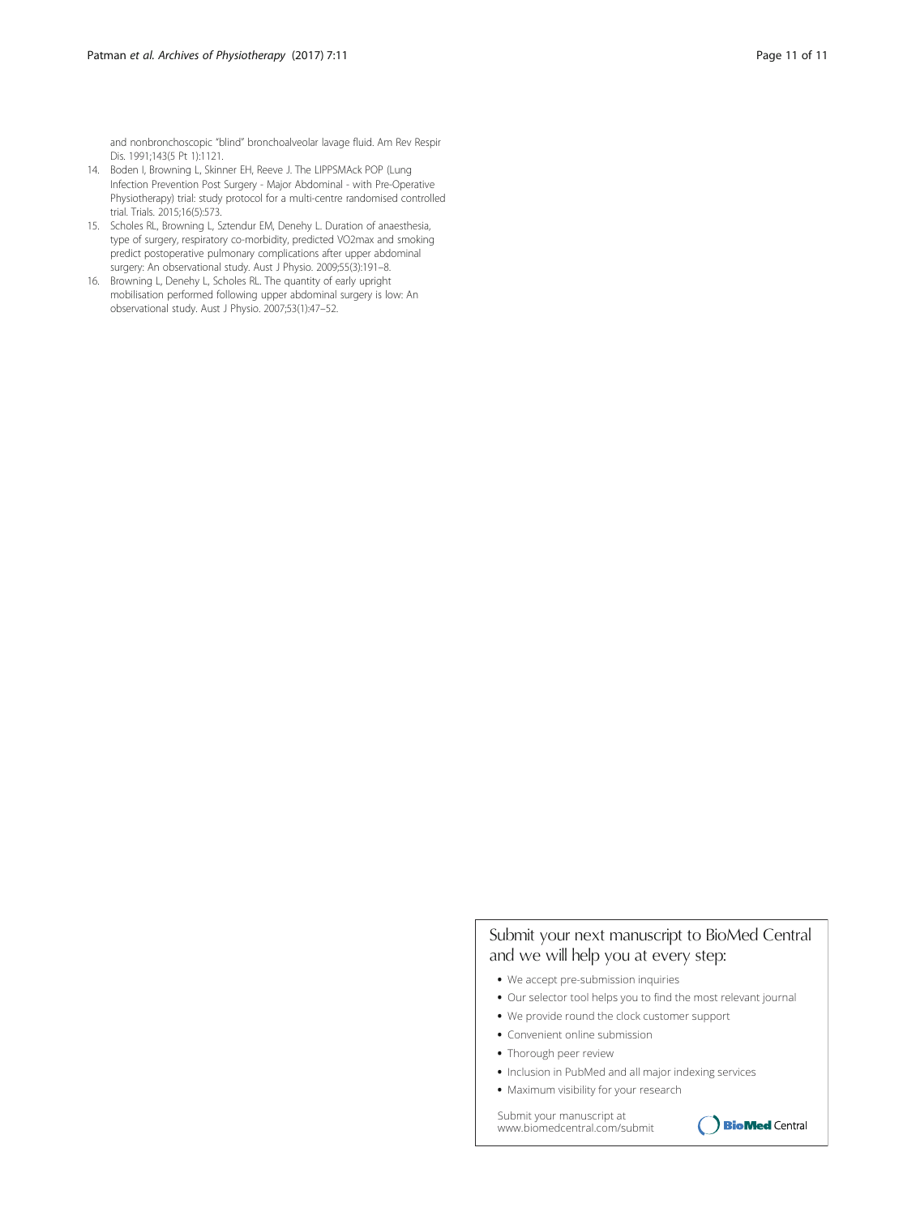and nonbronchoscopic "blind" bronchoalveolar lavage fluid. Am Rev Respir Dis. 1991;143(5 Pt 1):1121.

14. Boden I, Browning L, Skinner EH, Reeve J. The LIPPSMAck POP (Lung Infection Prevention Post Surgery - Major Abdominal - with Pre-Operative Physiotherapy) trial: study protocol for a multi-centre randomised controlled trial. Trials. 2015;16(5):573.
15. Scholes RL, Browning L, Sztendur EM, Denehy L. Duration of anaesthesia, type of surgery, respiratory co-morbidity, predicted VO2max and smoking predict postoperative pulmonary complications after upper abdominal surgery: An observational study. Aust J Physio. 2009;55(3):191–8.
16. Browning L, Denehy L, Scholes RL. The quantity of early upright mobilisation performed following upper abdominal surgery is low: An observational study. Aust J Physio. 2007;53(1):47–52.

Submit your next manuscript to BioMed Central and we will help you at every step:

- We accept pre-submission inquiries
- Our selector tool helps you to find the most relevant journal
- We provide round the clock customer support
- Convenient online submission
- Thorough peer review
- Inclusion in PubMed and all major indexing services
- Maximum visibility for your research

Submit your manuscript at
www.biomedcentral.com/submit

BioMed Central